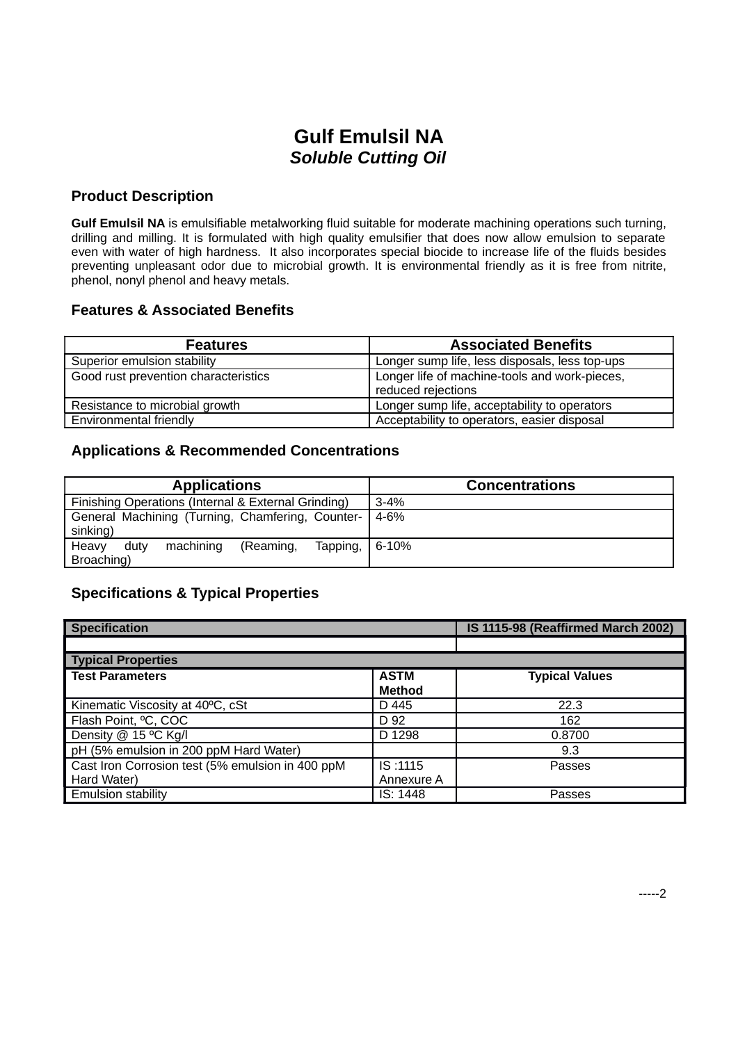# Gulf Emulsil NA

### *Soluble Cutting Oil*

## Product Description

**Gulf Emulsil NA** is emulsifiable metalworking fluid suitable for moderate machining operations such turning, drilling and milling. It is formulated with high quality emulsifier that does now allow emulsion to separate even with water of high hardness. It also incorporates special biocide to increase life of the fluids besides preventing unpleasant odor due to microbial growth. It is environmental friendly as it is free from nitrite, phenol, nonyl phenol and heavy metals.

## Features & Associated Benefits

| Features | Associated Benefits |
|---|---|
| Superior emulsion stability | Longer sump life, less disposals, less top-ups |
| Good rust prevention characteristics | Longer life of machine-tools and work-pieces, reduced rejections |
| Resistance to microbial growth | Longer sump life, acceptability to operators |
| Environmental friendly | Acceptability to operators, easier disposal |

## Applications & Recommended Concentrations

| Applications | Concentrations |
|---|---|
| Finishing Operations (Internal & External Grinding) | 3-4% |
| General Machining (Turning, Chamfering, Counter-sinking) | 4-6% |
| Heavy duty machining (Reaming, Tapping, Broaching) | 6-10% |

## Specifications & Typical Properties

| **Specification** | | **IS 1115-98 (Reaffirmed March 2002)** |
|---|---|---|
| | | |
| **Typical Properties** | | |
| **Test Parameters** | **ASTM Method** | **Typical Values** |
| Kinematic Viscosity at 40ºC, cSt | D 445 | 22.3 |
| Flash Point, ºC, COC | D 92 | 162 |
| Density @ 15 ºC Kg/l | D 1298 | 0.8700 |
| pH (5% emulsion in 200 ppM Hard Water) | | 9.3 |
| Cast Iron Corrosion test (5% emulsion in 400 ppM Hard Water) | IS :1115 Annexure A | Passes |
| Emulsion stability | IS: 1448 | Passes |

-----2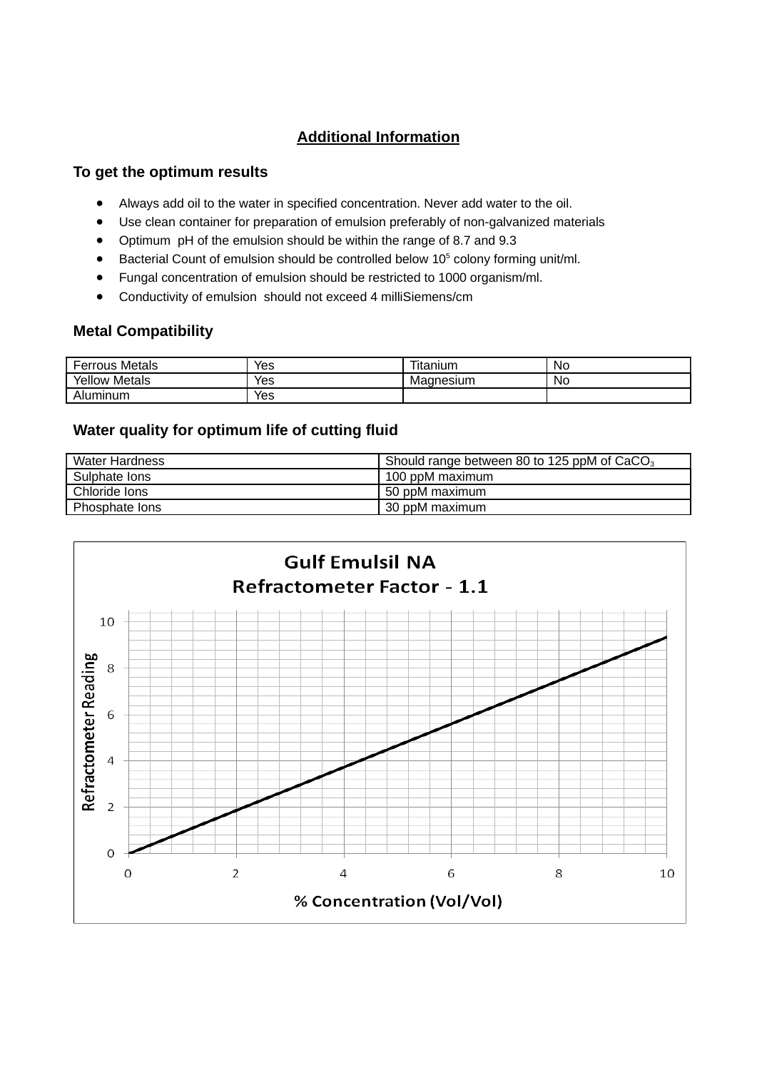## Additional Information

### To get the optimum results

- Always add oil to the water in specified concentration. Never add water to the oil.
- Use clean container for preparation of emulsion preferably of non-galvanized materials
- Optimum pH of the emulsion should be within the range of 8.7 and 9.3
- Bacterial Count of emulsion should be controlled below $10^5$ colony forming unit/ml.
- Fungal concentration of emulsion should be restricted to 1000 organism/ml.
- Conductivity of emulsion should not exceed 4 milliSiemens/cm

### Metal Compatibility

| Ferrous Metals | Yes | Titanium | No |
|---|---|---|---|
| Yellow Metals | Yes | Magnesium | No |
| Aluminum | Yes | | |

### Water quality for optimum life of cutting fluid

| Water Hardness | Should range between 80 to 125 ppM of $CaCO_3$ |
|---|---|
| Sulphate Ions | 100 ppM maximum |
| Chloride Ions | 50 ppM maximum |
| Phosphate Ions | 30 ppM maximum |

**Gulf Emulsil NA**
**Refractometer Factor - 1.1**

Refractometer Reading vs. % Concentration (Vol/Vol)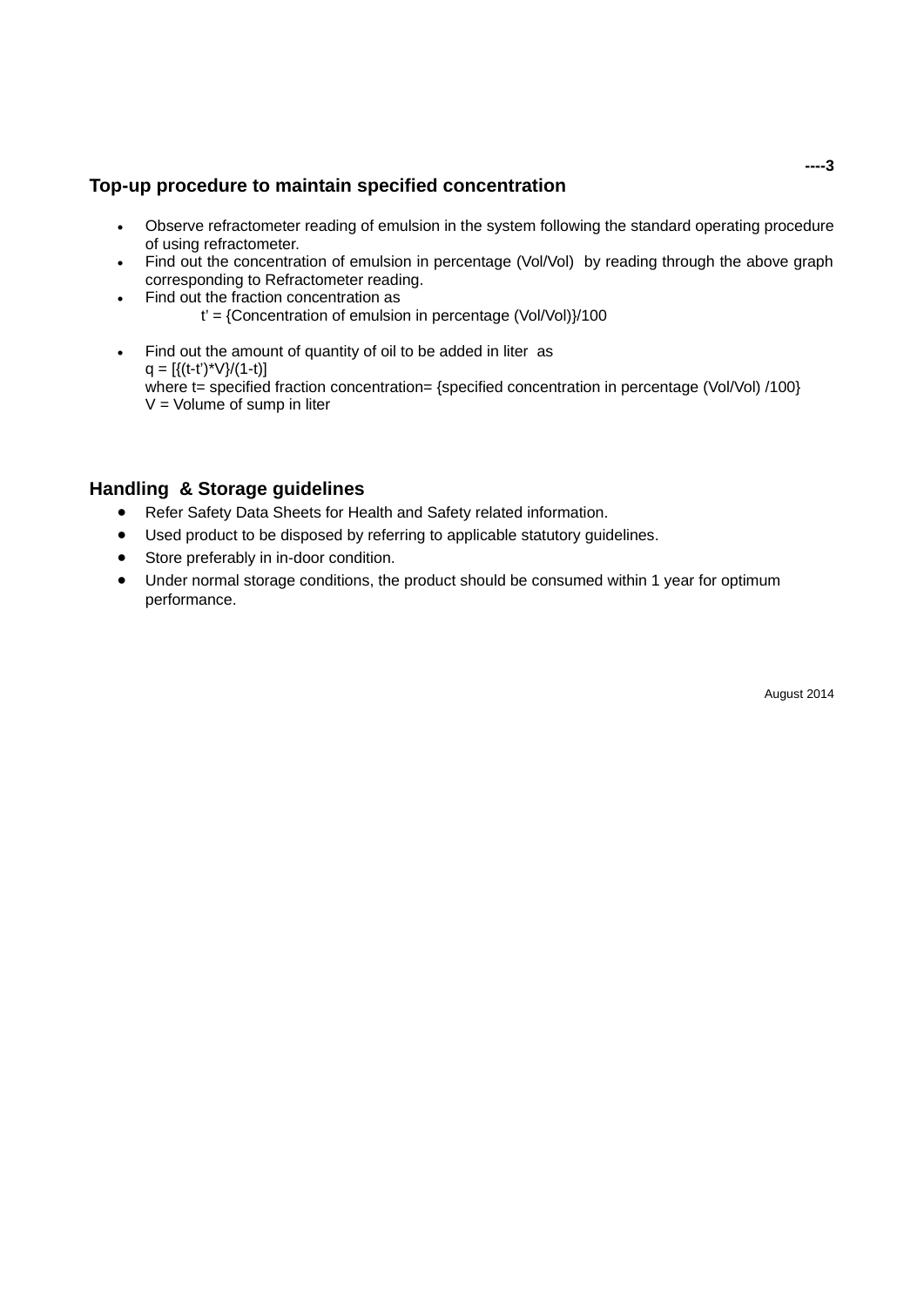## Top-up procedure to maintain specified concentration

- Observe refractometer reading of emulsion in the system following the standard operating procedure of using refractometer.
- Find out the concentration of emulsion in percentage (Vol/Vol) by reading through the above graph corresponding to Refractometer reading.
- Find out the fraction concentration as

  $t' = \{\text{Concentration of emulsion in percentage (Vol/Vol)}\}/100$

- Find out the amount of quantity of oil to be added in liter as

  $q = [\{(t-t')*V\}/(1-t)]$

  where t= specified fraction concentration= {specified concentration in percentage (Vol/Vol) /100}

  V = Volume of sump in liter

## Handling & Storage guidelines

- Refer Safety Data Sheets for Health and Safety related information.
- Used product to be disposed by referring to applicable statutory guidelines.
- Store preferably in in-door condition.
- Under normal storage conditions, the product should be consumed within 1 year for optimum performance.

August 2014